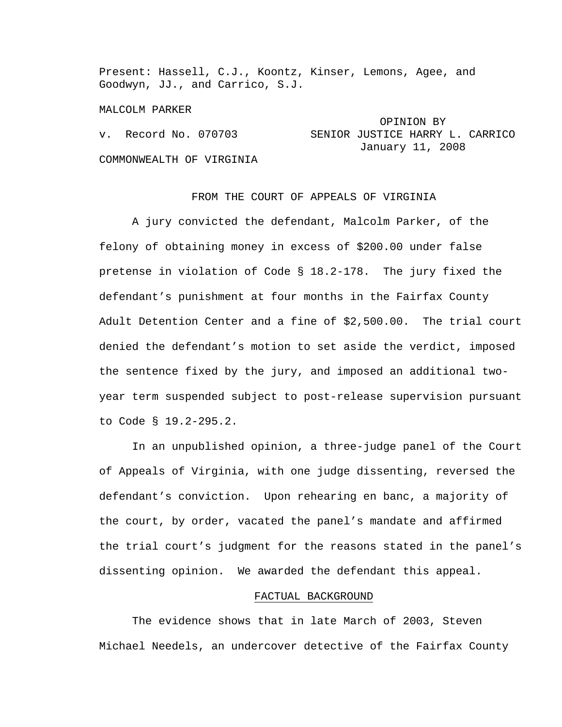Present: Hassell, C.J., Koontz, Kinser, Lemons, Agee, and Goodwyn, JJ., and Carrico, S.J.

MALCOLM PARKER

v. Record No. 070703

OPINION BY SENIOR JUSTICE HARRY L. CARRICO
January 11, 2008

COMMONWEALTH OF VIRGINIA

FROM THE COURT OF APPEALS OF VIRGINIA

A jury convicted the defendant, Malcolm Parker, of the felony of obtaining money in excess of $200.00 under false pretense in violation of Code § 18.2-178. The jury fixed the defendant's punishment at four months in the Fairfax County Adult Detention Center and a fine of $2,500.00. The trial court denied the defendant's motion to set aside the verdict, imposed the sentence fixed by the jury, and imposed an additional two-year term suspended subject to post-release supervision pursuant to Code § 19.2-295.2.

In an unpublished opinion, a three-judge panel of the Court of Appeals of Virginia, with one judge dissenting, reversed the defendant's conviction. Upon rehearing en banc, a majority of the court, by order, vacated the panel's mandate and affirmed the trial court's judgment for the reasons stated in the panel's dissenting opinion. We awarded the defendant this appeal.

## FACTUAL BACKGROUND

The evidence shows that in late March of 2003, Steven Michael Needels, an undercover detective of the Fairfax County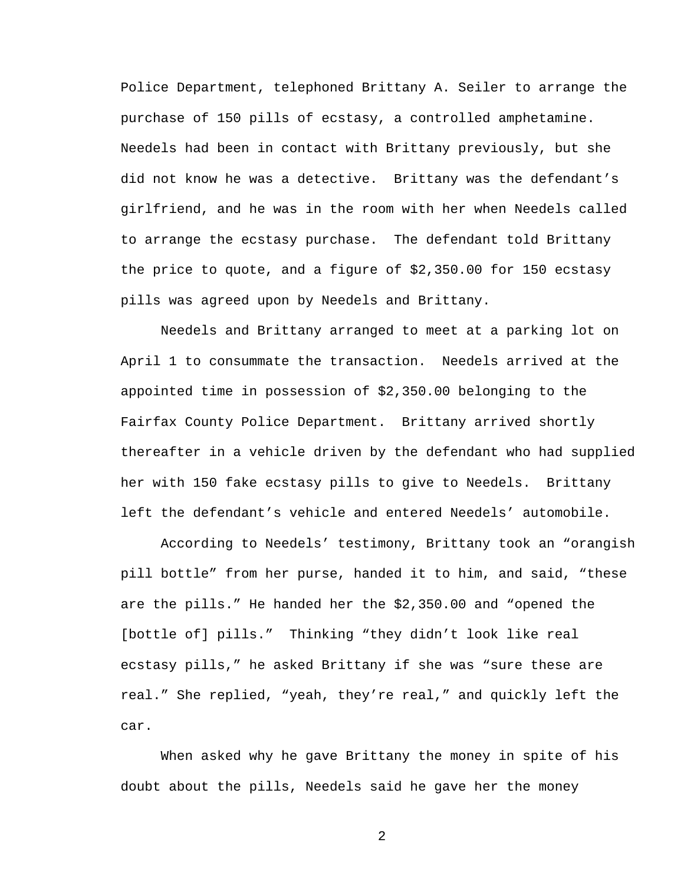Police Department, telephoned Brittany A. Seiler to arrange the purchase of 150 pills of ecstasy, a controlled amphetamine. Needels had been in contact with Brittany previously, but she did not know he was a detective. Brittany was the defendant's girlfriend, and he was in the room with her when Needels called to arrange the ecstasy purchase. The defendant told Brittany the price to quote, and a figure of $2,350.00 for 150 ecstasy pills was agreed upon by Needels and Brittany.

Needels and Brittany arranged to meet at a parking lot on April 1 to consummate the transaction. Needels arrived at the appointed time in possession of $2,350.00 belonging to the Fairfax County Police Department. Brittany arrived shortly thereafter in a vehicle driven by the defendant who had supplied her with 150 fake ecstasy pills to give to Needels. Brittany left the defendant's vehicle and entered Needels' automobile.

According to Needels' testimony, Brittany took an "orangish pill bottle" from her purse, handed it to him, and said, "these are the pills." He handed her the $2,350.00 and "opened the [bottle of] pills." Thinking "they didn't look like real ecstasy pills," he asked Brittany if she was "sure these are real." She replied, "yeah, they're real," and quickly left the car.

When asked why he gave Brittany the money in spite of his doubt about the pills, Needels said he gave her the money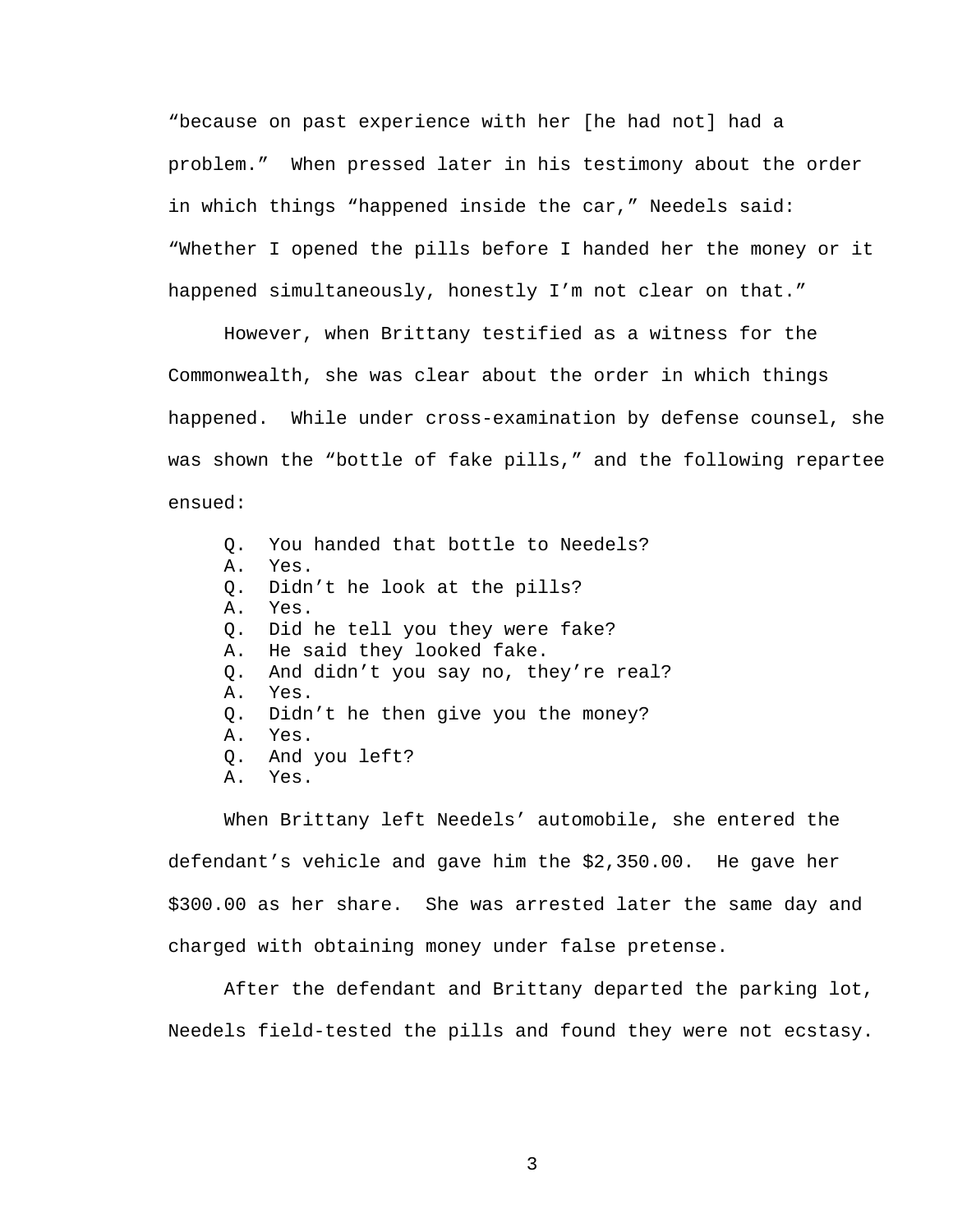"because on past experience with her [he had not] had a problem." When pressed later in his testimony about the order in which things "happened inside the car," Needels said: "Whether I opened the pills before I handed her the money or it happened simultaneously, honestly I'm not clear on that."

However, when Brittany testified as a witness for the Commonwealth, she was clear about the order in which things happened. While under cross-examination by defense counsel, she was shown the "bottle of fake pills," and the following repartee ensued:

> Q. You handed that bottle to Needels?
> A. Yes.
> Q. Didn't he look at the pills?
> A. Yes.
> Q. Did he tell you they were fake?
> A. He said they looked fake.
> Q. And didn't you say no, they're real?
> A. Yes.
> Q. Didn't he then give you the money?
> A. Yes.
> Q. And you left?
> A. Yes.

When Brittany left Needels' automobile, she entered the defendant's vehicle and gave him the $2,350.00. He gave her $300.00 as her share. She was arrested later the same day and charged with obtaining money under false pretense.

After the defendant and Brittany departed the parking lot, Needels field-tested the pills and found they were not ecstasy.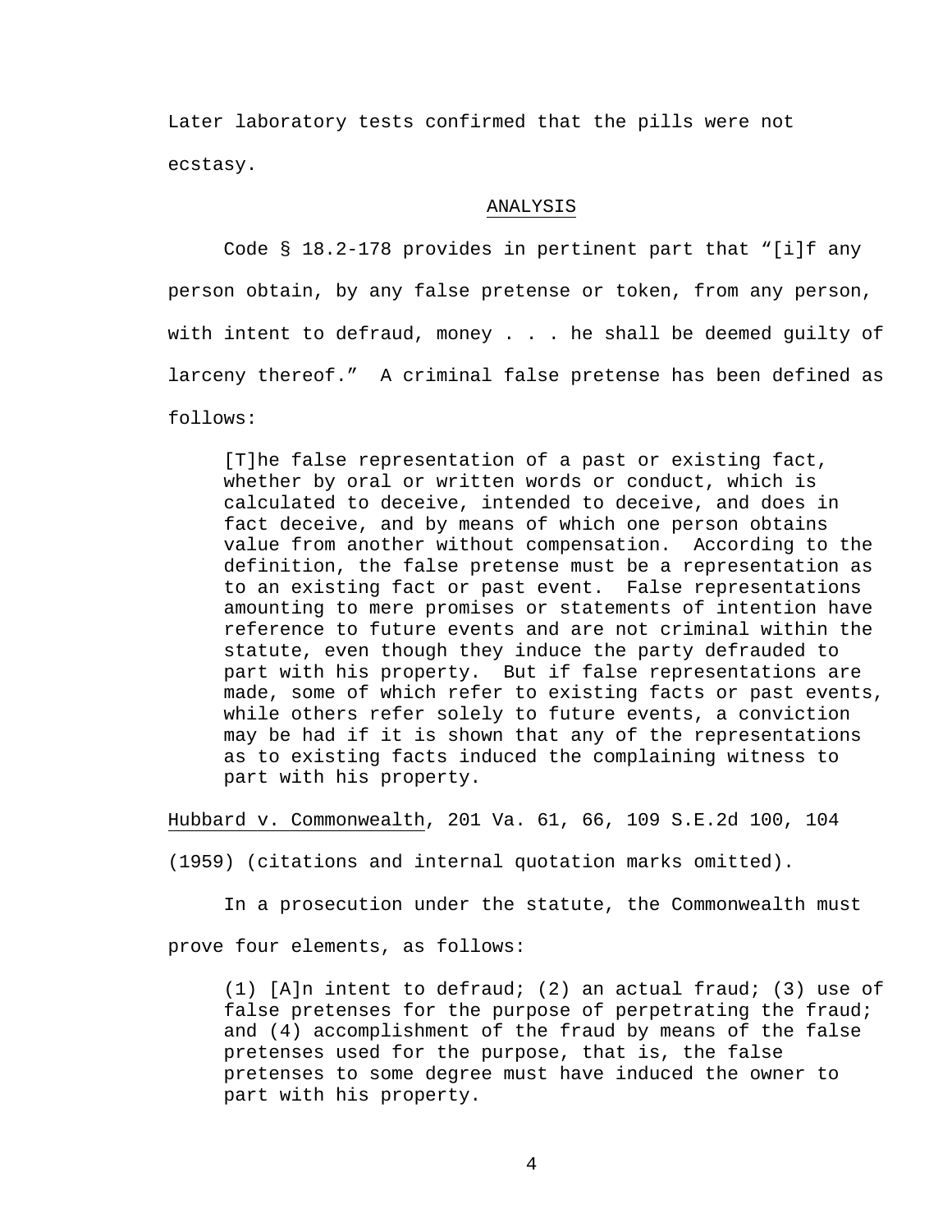Later laboratory tests confirmed that the pills were not ecstasy.

## ANALYSIS

Code § 18.2-178 provides in pertinent part that "[i]f any person obtain, by any false pretense or token, from any person, with intent to defraud, money . . . he shall be deemed guilty of larceny thereof." A criminal false pretense has been defined as follows:

> [T]he false representation of a past or existing fact, whether by oral or written words or conduct, which is calculated to deceive, intended to deceive, and does in fact deceive, and by means of which one person obtains value from another without compensation. According to the definition, the false pretense must be a representation as to an existing fact or past event. False representations amounting to mere promises or statements of intention have reference to future events and are not criminal within the statute, even though they induce the party defrauded to part with his property. But if false representations are made, some of which refer to existing facts or past events, while others refer solely to future events, a conviction may be had if it is shown that any of the representations as to existing facts induced the complaining witness to part with his property.

Hubbard v. Commonwealth, 201 Va. 61, 66, 109 S.E.2d 100, 104 (1959) (citations and internal quotation marks omitted).

In a prosecution under the statute, the Commonwealth must prove four elements, as follows:

> (1) [A]n intent to defraud; (2) an actual fraud; (3) use of false pretenses for the purpose of perpetrating the fraud; and (4) accomplishment of the fraud by means of the false pretenses used for the purpose, that is, the false pretenses to some degree must have induced the owner to part with his property.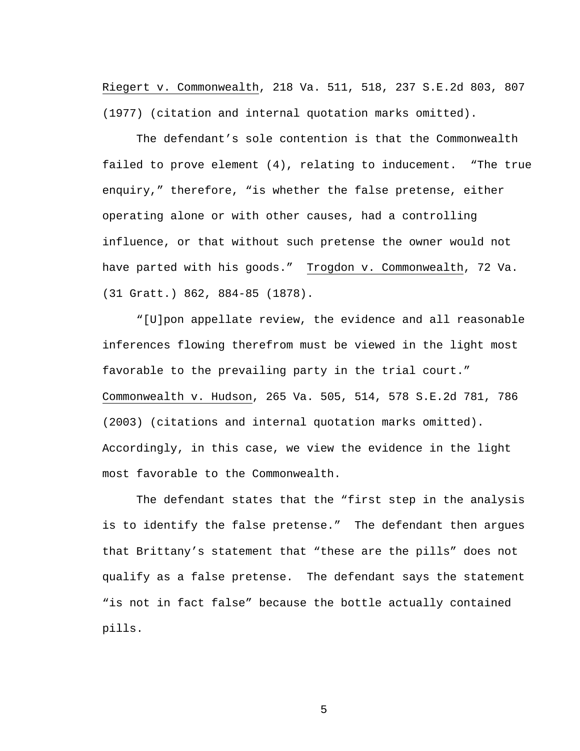Riegert v. Commonwealth, 218 Va. 511, 518, 237 S.E.2d 803, 807 (1977) (citation and internal quotation marks omitted).

The defendant's sole contention is that the Commonwealth failed to prove element (4), relating to inducement. "The true enquiry," therefore, "is whether the false pretense, either operating alone or with other causes, had a controlling influence, or that without such pretense the owner would not have parted with his goods." Trogdon v. Commonwealth, 72 Va. (31 Gratt.) 862, 884-85 (1878).

"[U]pon appellate review, the evidence and all reasonable inferences flowing therefrom must be viewed in the light most favorable to the prevailing party in the trial court." Commonwealth v. Hudson, 265 Va. 505, 514, 578 S.E.2d 781, 786 (2003) (citations and internal quotation marks omitted). Accordingly, in this case, we view the evidence in the light most favorable to the Commonwealth.

The defendant states that the "first step in the analysis is to identify the false pretense." The defendant then argues that Brittany's statement that "these are the pills" does not qualify as a false pretense. The defendant says the statement "is not in fact false" because the bottle actually contained pills.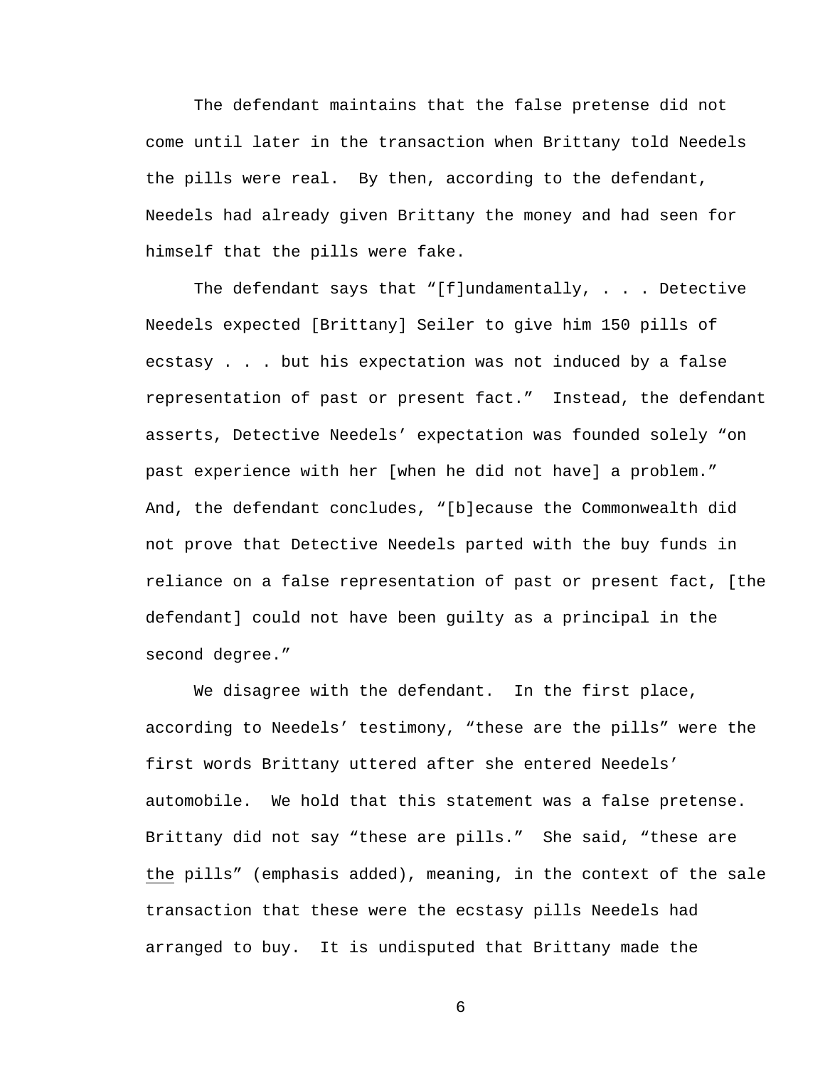The defendant maintains that the false pretense did not come until later in the transaction when Brittany told Needels the pills were real. By then, according to the defendant, Needels had already given Brittany the money and had seen for himself that the pills were fake.

The defendant says that "[f]undamentally, . . . Detective Needels expected [Brittany] Seiler to give him 150 pills of ecstasy . . . but his expectation was not induced by a false representation of past or present fact." Instead, the defendant asserts, Detective Needels' expectation was founded solely "on past experience with her [when he did not have] a problem." And, the defendant concludes, "[b]ecause the Commonwealth did not prove that Detective Needels parted with the buy funds in reliance on a false representation of past or present fact, [the defendant] could not have been guilty as a principal in the second degree."

We disagree with the defendant. In the first place, according to Needels' testimony, "these are the pills" were the first words Brittany uttered after she entered Needels' automobile. We hold that this statement was a false pretense. Brittany did not say "these are pills." She said, "these are <u>the</u> pills" (emphasis added), meaning, in the context of the sale transaction that these were the ecstasy pills Needels had arranged to buy. It is undisputed that Brittany made the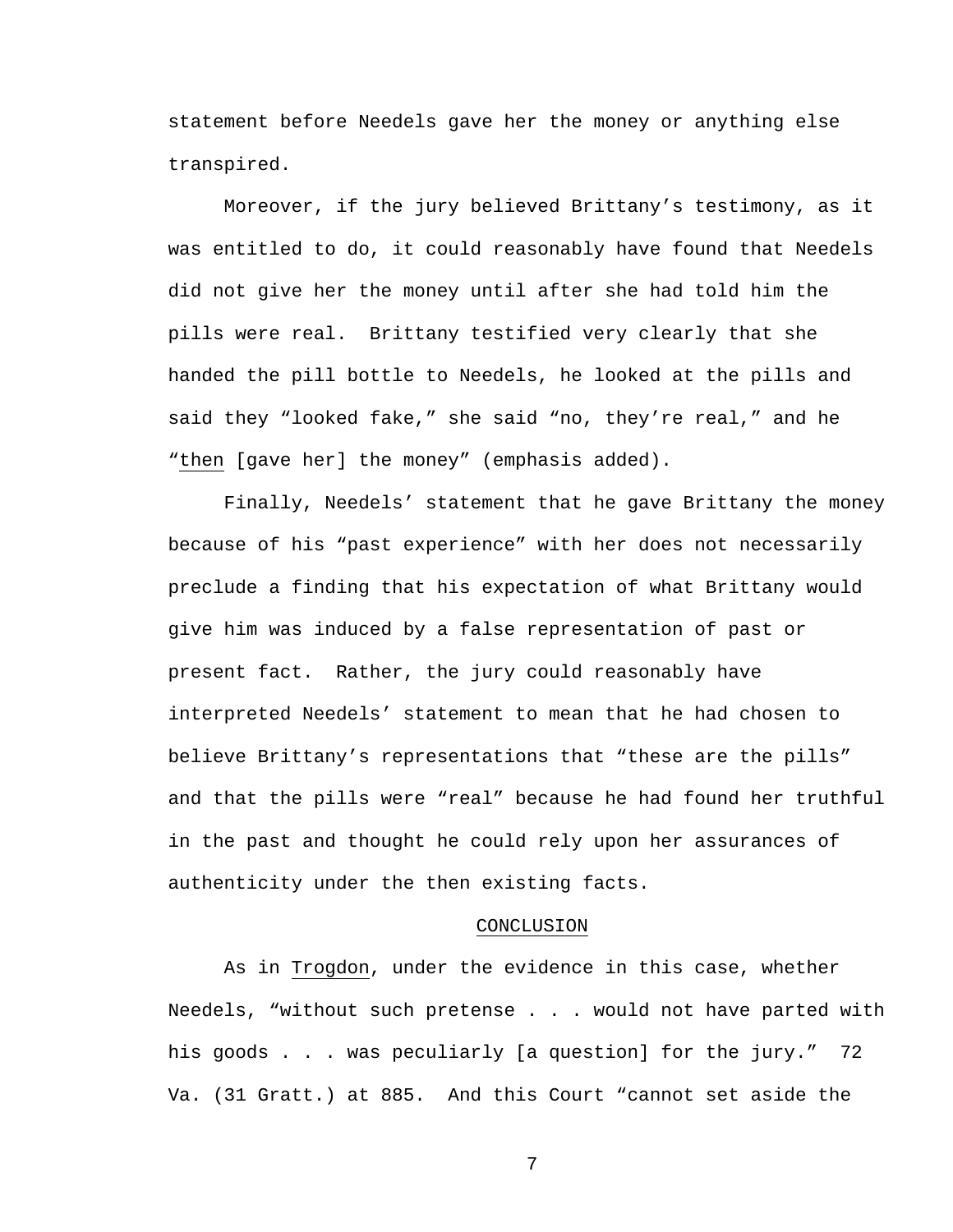statement before Needels gave her the money or anything else transpired.

Moreover, if the jury believed Brittany's testimony, as it was entitled to do, it could reasonably have found that Needels did not give her the money until after she had told him the pills were real. Brittany testified very clearly that she handed the pill bottle to Needels, he looked at the pills and said they "looked fake," she said "no, they're real," and he "then [gave her] the money" (emphasis added).

Finally, Needels' statement that he gave Brittany the money because of his "past experience" with her does not necessarily preclude a finding that his expectation of what Brittany would give him was induced by a false representation of past or present fact. Rather, the jury could reasonably have interpreted Needels' statement to mean that he had chosen to believe Brittany's representations that "these are the pills" and that the pills were "real" because he had found her truthful in the past and thought he could rely upon her assurances of authenticity under the then existing facts.

## CONCLUSION

As in Trogdon, under the evidence in this case, whether Needels, "without such pretense . . . would not have parted with his goods . . . was peculiarly [a question] for the jury." 72 Va. (31 Gratt.) at 885. And this Court "cannot set aside the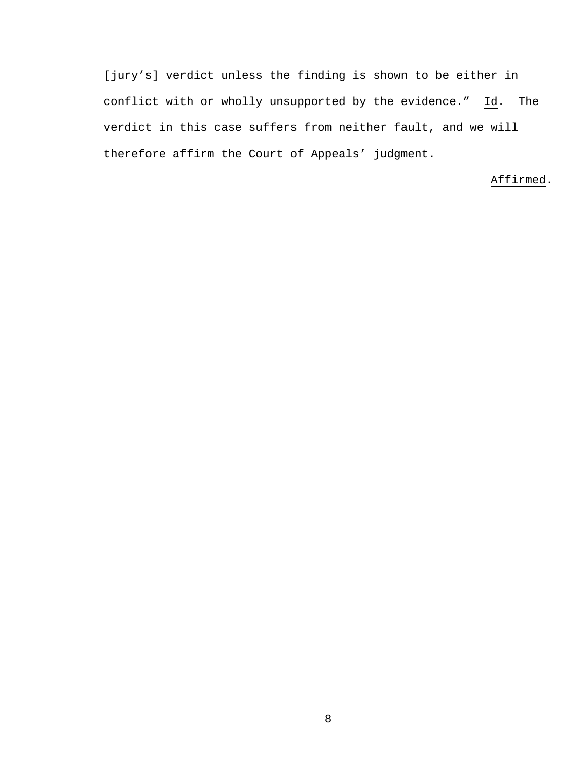[jury’s] verdict unless the finding is shown to be either in conflict with or wholly unsupported by the evidence.” _Id_. The verdict in this case suffers from neither fault, and we will therefore affirm the Court of Appeals’ judgment.

_Affirmed_.